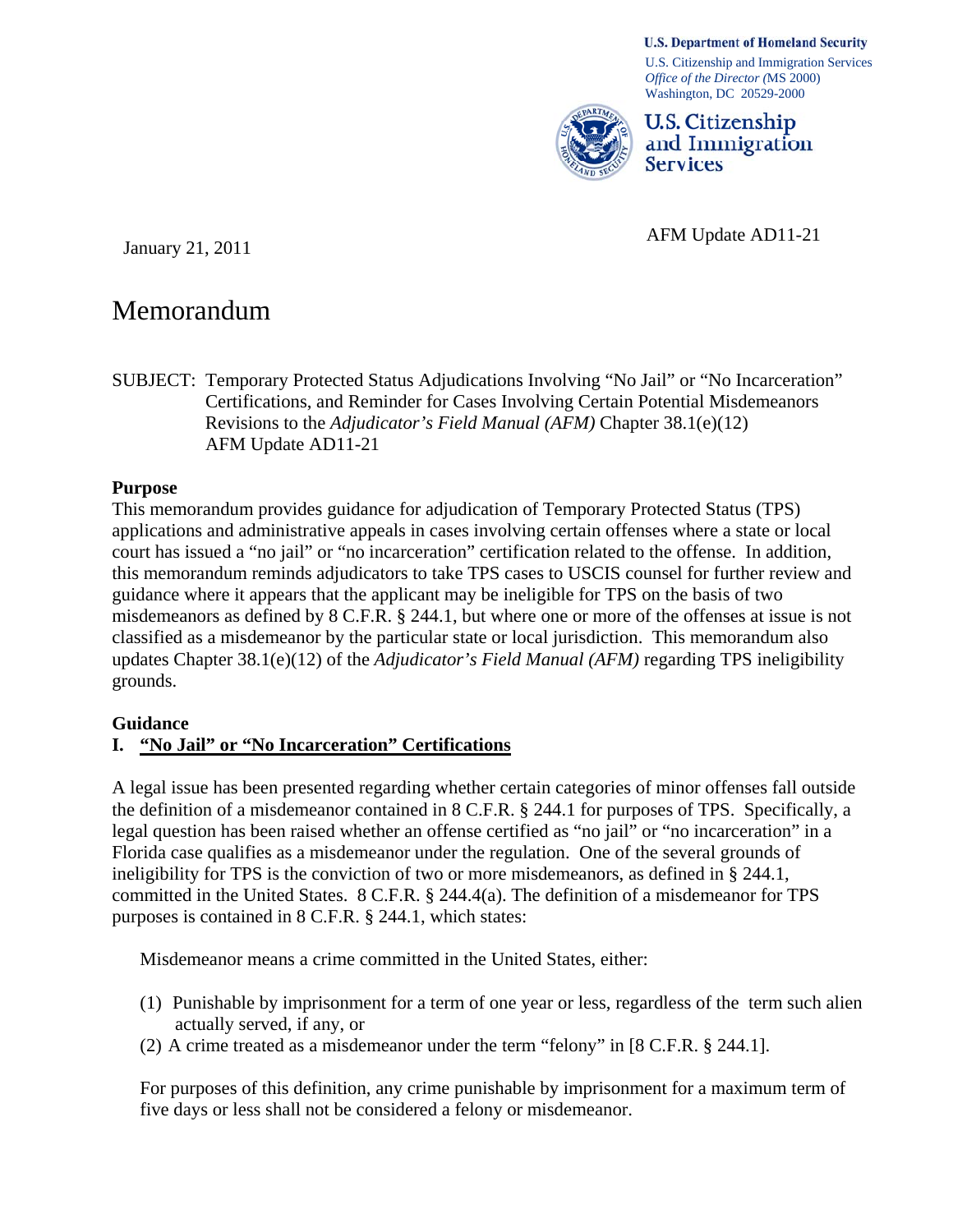**U.S. Department of Homeland Security**
U.S. Citizenship and Immigration Services
*Office of the Director* (MS 2000)
Washington, DC 20529-2000

**U.S. Citizenship and Immigration Services**

January 21, 2011

AFM Update AD11-21

# Memorandum

SUBJECT: Temporary Protected Status Adjudications Involving "No Jail" or "No Incarceration" Certifications, and Reminder for Cases Involving Certain Potential Misdemeanors Revisions to the *Adjudicator's Field Manual (AFM)* Chapter 38.1(e)(12)
AFM Update AD11-21

## Purpose

This memorandum provides guidance for adjudication of Temporary Protected Status (TPS) applications and administrative appeals in cases involving certain offenses where a state or local court has issued a "no jail" or "no incarceration" certification related to the offense. In addition, this memorandum reminds adjudicators to take TPS cases to USCIS counsel for further review and guidance where it appears that the applicant may be ineligible for TPS on the basis of two misdemeanors as defined by 8 C.F.R. § 244.1, but where one or more of the offenses at issue is not classified as a misdemeanor by the particular state or local jurisdiction. This memorandum also updates Chapter 38.1(e)(12) of the *Adjudicator's Field Manual (AFM)* regarding TPS ineligibility grounds.

## Guidance

### I. "No Jail" or "No Incarceration" Certifications

A legal issue has been presented regarding whether certain categories of minor offenses fall outside the definition of a misdemeanor contained in 8 C.F.R. § 244.1 for purposes of TPS. Specifically, a legal question has been raised whether an offense certified as "no jail" or "no incarceration" in a Florida case qualifies as a misdemeanor under the regulation. One of the several grounds of ineligibility for TPS is the conviction of two or more misdemeanors, as defined in § 244.1, committed in the United States. 8 C.F.R. § 244.4(a). The definition of a misdemeanor for TPS purposes is contained in 8 C.F.R. § 244.1, which states:

> Misdemeanor means a crime committed in the United States, either:
>
> (1) Punishable by imprisonment for a term of one year or less, regardless of the term such alien actually served, if any, or
> (2) A crime treated as a misdemeanor under the term "felony" in [8 C.F.R. § 244.1].
>
> For purposes of this definition, any crime punishable by imprisonment for a maximum term of five days or less shall not be considered a felony or misdemeanor.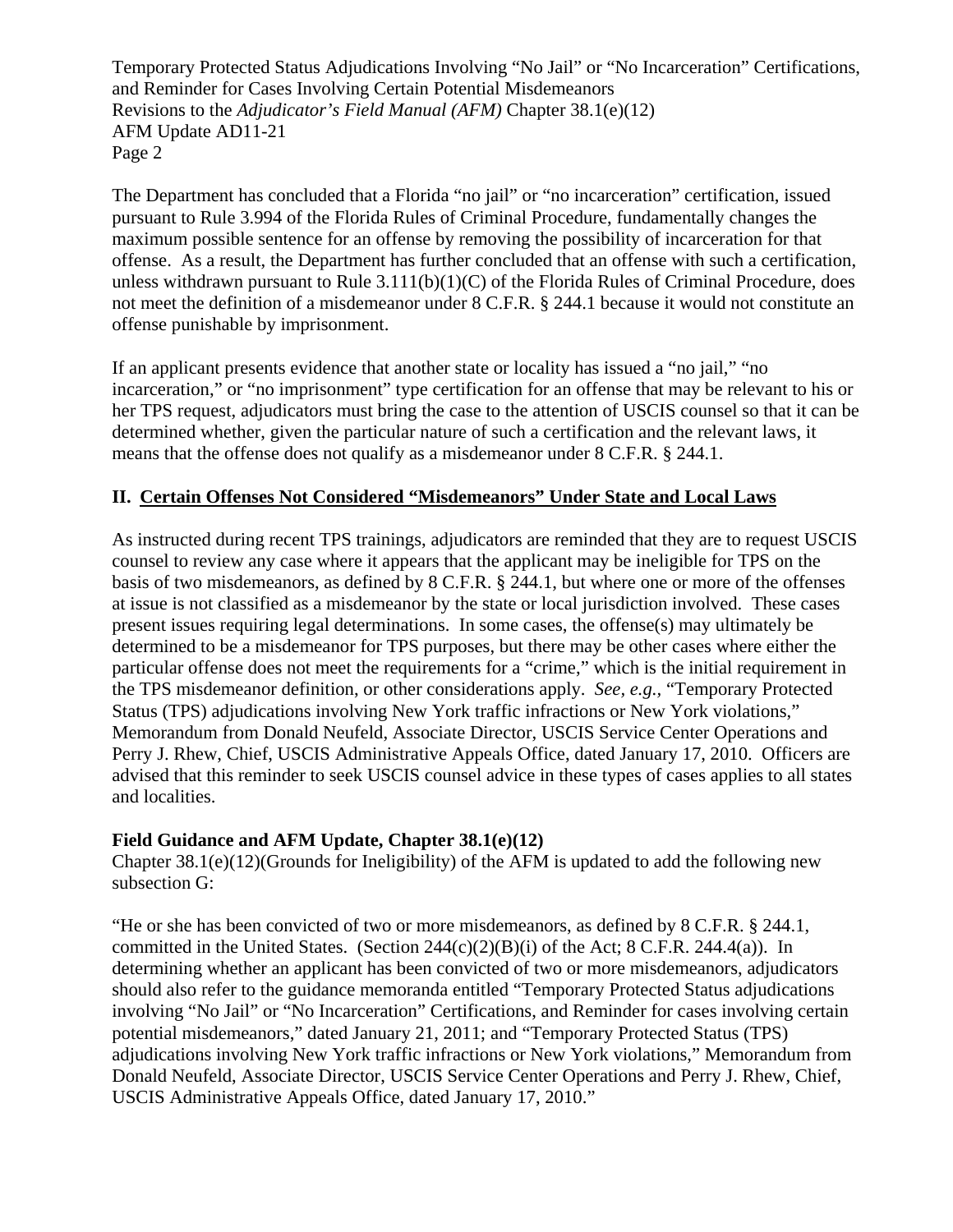The Department has concluded that a Florida "no jail" or "no incarceration" certification, issued pursuant to Rule 3.994 of the Florida Rules of Criminal Procedure, fundamentally changes the maximum possible sentence for an offense by removing the possibility of incarceration for that offense. As a result, the Department has further concluded that an offense with such a certification, unless withdrawn pursuant to Rule 3.111(b)(1)(C) of the Florida Rules of Criminal Procedure, does not meet the definition of a misdemeanor under 8 C.F.R. § 244.1 because it would not constitute an offense punishable by imprisonment.

If an applicant presents evidence that another state or locality has issued a "no jail," "no incarceration," or "no imprisonment" type certification for an offense that may be relevant to his or her TPS request, adjudicators must bring the case to the attention of USCIS counsel so that it can be determined whether, given the particular nature of such a certification and the relevant laws, it means that the offense does not qualify as a misdemeanor under 8 C.F.R. § 244.1.

## II. Certain Offenses Not Considered "Misdemeanors" Under State and Local Laws

As instructed during recent TPS trainings, adjudicators are reminded that they are to request USCIS counsel to review any case where it appears that the applicant may be ineligible for TPS on the basis of two misdemeanors, as defined by 8 C.F.R. § 244.1, but where one or more of the offenses at issue is not classified as a misdemeanor by the state or local jurisdiction involved. These cases present issues requiring legal determinations. In some cases, the offense(s) may ultimately be determined to be a misdemeanor for TPS purposes, but there may be other cases where either the particular offense does not meet the requirements for a "crime," which is the initial requirement in the TPS misdemeanor definition, or other considerations apply. *See, e.g.,* "Temporary Protected Status (TPS) adjudications involving New York traffic infractions or New York violations," Memorandum from Donald Neufeld, Associate Director, USCIS Service Center Operations and Perry J. Rhew, Chief, USCIS Administrative Appeals Office, dated January 17, 2010. Officers are advised that this reminder to seek USCIS counsel advice in these types of cases applies to all states and localities.

### Field Guidance and AFM Update, Chapter 38.1(e)(12)

Chapter 38.1(e)(12)(Grounds for Ineligibility) of the AFM is updated to add the following new subsection G:

"He or she has been convicted of two or more misdemeanors, as defined by 8 C.F.R. § 244.1, committed in the United States. (Section 244(c)(2)(B)(i) of the Act; 8 C.F.R. 244.4(a)). In determining whether an applicant has been convicted of two or more misdemeanors, adjudicators should also refer to the guidance memoranda entitled "Temporary Protected Status adjudications involving "No Jail" or "No Incarceration" Certifications, and Reminder for cases involving certain potential misdemeanors," dated January 21, 2011; and "Temporary Protected Status (TPS) adjudications involving New York traffic infractions or New York violations," Memorandum from Donald Neufeld, Associate Director, USCIS Service Center Operations and Perry J. Rhew, Chief, USCIS Administrative Appeals Office, dated January 17, 2010."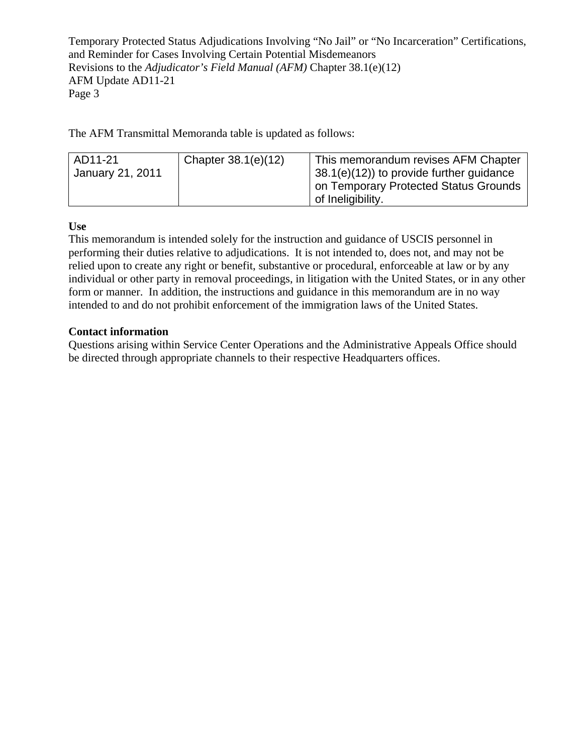The AFM Transmittal Memoranda table is updated as follows:

| | | |
|---|---|---|
| AD11-21<br>January 21, 2011 | Chapter 38.1(e)(12) | This memorandum revises AFM Chapter 38.1(e)(12)) to provide further guidance on Temporary Protected Status Grounds of Ineligibility. |

**Use**
This memorandum is intended solely for the instruction and guidance of USCIS personnel in performing their duties relative to adjudications. It is not intended to, does not, and may not be relied upon to create any right or benefit, substantive or procedural, enforceable at law or by any individual or other party in removal proceedings, in litigation with the United States, or in any other form or manner. In addition, the instructions and guidance in this memorandum are in no way intended to and do not prohibit enforcement of the immigration laws of the United States.

**Contact information**
Questions arising within Service Center Operations and the Administrative Appeals Office should be directed through appropriate channels to their respective Headquarters offices.